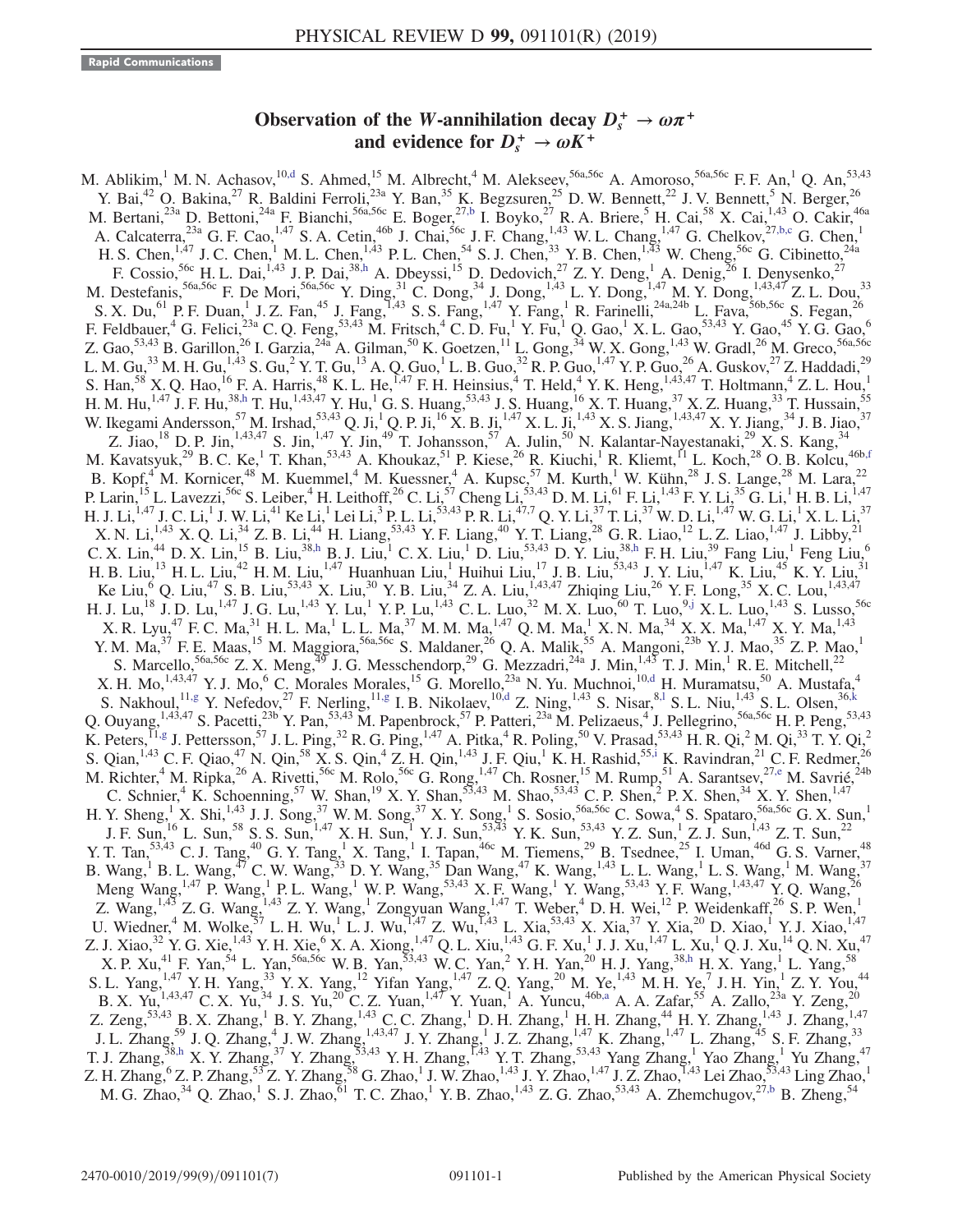Rapid Communications

# Observation of the W-annihilation decay $D_s^+ \to \omega\pi^+$ and evidence for $D_s^+ \to \omega K^+$

M. Ablikim,[1] M. N. Achasov,[10,d] S. Ahmed,[15] M. Albrecht,[4] M. Alekseev,[56a,56c] A. Amoroso,[56a,56c] F. F. An,[1] Q. An,[53,43] Y. Bai,[42] O. Bakina,[27] R. Baldini Ferroli,[23a] Y. Ban,[35] K. Begzsuren,[25] D. W. Bennett,[22] J. V. Bennett,[5] N. Berger,[26] M. Bertani,[23a] D. Bettoni,[24a] F. Bianchi,[56a,56c] E. Boger,[27,b] I. Boyko,[27] R. A. Briere,[5] H. Cai,[58] X. Cai,[1,43] O. Cakir,[46a] A. Calcaterra,[23a] G. F. Cao,[1,47] S. A. Cetin,[46b] J. Chai,[56c] J. F. Chang,[1,43] W. L. Chang,[1,47] G. Chelkov,[27,b,c] G. Chen,[1] H. S. Chen,[1,47] J. C. Chen,[1] M. L. Chen,[1,43] P. L. Chen,[54] S. J. Chen,[33] Y. B. Chen,[1,43] W. Cheng,[56c] G. Cibinetto,[24a] F. Cossio,[56c] H. L. Dai,[1,43] J. P. Dai,[38,h] A. Dbeyssi,[15] D. Dedovich,[27] Z. Y. Deng,[1] A. Denig,[26] I. Denysenko,[27] M. Destefanis,[56a,56c] F. De Mori,[56a,56c] Y. Ding,[31] C. Dong,[34] J. Dong,[1,43] L. Y. Dong,[1,47] M. Y. Dong,[1,43,47] Z. L. Dou,[33] S. X. Du,[61] P. F. Duan,[1] J. Z. Fan,[45] J. Fang,[1,43] S. S. Fang,[1,47] Y. Fang,[1] R. Farinelli,[24a,24b] L. Fava,[56b,56c] S. Fegan,[26] F. Feldbauer,[4] G. Felici,[23a] C. Q. Feng,[53,43] M. Fritsch,[4] C. D. Fu,[1] Y. Fu,[1] Q. Gao,[1] X. L. Gao,[53,43] Y. Gao,[45] Y. G. Gao,[6] Z. Gao,[53,43] B. Garillon,[26] I. Garzia,[24a] A. Gilman,[50] K. Goetzen,[11] L. Gong,[34] W. X. Gong,[1,43] W. Gradl,[26] M. Greco,[56a,56c] L. M. Gu,[33] M. H. Gu,[1,43] S. Gu,[2] Y. T. Gu,[13] A. Q. Guo,[1] L. B. Guo,[32] R. P. Guo,[1,47] Y. P. Guo,[26] A. Guskov,[27] Z. Haddadi,[29] S. Han,[58] X. Q. Hao,[16] F. A. Harris,[48] K. L. He,[1,47] F. H. Heinsius,[4] T. Held,[4] Y. K. Heng,[1,43,47] T. Holtmann,[4] Z. L. Hou,[1] H. M. Hu,[1,47] J. F. Hu,[38,h] T. Hu,[1,43,47] Y. Hu,[1] G. S. Huang,[53,43] J. S. Huang,[16] X. T. Huang,[37] X. Z. Huang,[33] T. Hussain,[55] W. Ikegami Andersson,[57] M. Irshad,[53,43] Q. Ji,[1] Q. P. Ji,[16] X. B. Ji,[1,47] X. L. Ji,[1,43] X. S. Jiang,[1,43,47] X. Y. Jiang,[34] J. B. Jiao,[37] Z. Jiao,[18] D. P. Jin,[1,43,47] S. Jin,[1,47] Y. Jin,[49] T. Johansson,[57] A. Julin,[50] N. Kalantar-Nayestanaki,[29] X. S. Kang,[34] M. Kavatsyuk,[29] B. C. Ke,[1] T. Khan,[53,43] A. Khoukaz,[51] P. Kiese,[26] R. Kiuchi,[1] R. Kliemt,[11] L. Koch,[28] O. B. Kolcu,[46b,f] B. Kopf,[4] M. Kornicer,[48] M. Kuemmel,[4] M. Kuessner,[4] A. Kupsc,[57] M. Kurth,[1] W. Kühn,[28] J. S. Lange,[28] M. Lara,[22] P. Larin,[15] L. Lavezzi,[56c] S. Leiber,[4] H. Leithoff,[26] C. Li,[57] Cheng Li,[53,43] D. M. Li,[61] F. Li,[1,43] F. Y. Li,[35] G. Li,[1] H. B. Li,[1,47] H. J. Li,[1,47] J. C. Li,[1] J. W. Li,[41] Ke Li,[1] Lei Li,[3] P. L. Li,[53,43] P. R. Li,[47,7] Q. Y. Li,[37] T. Li,[37] W. D. Li,[1,47] W. G. Li,[1] X. L. Li,[37] X. N. Li,[1,43] X. Q. Li,[34] Z. B. Li,[44] H. Liang,[53,43] Y. F. Liang,[40] Y. T. Liang,[28] G. R. Liao,[12] L. Z. Liao,[1,47] J. Libby,[21] C. X. Lin,[44] D. X. Lin,[15] B. Liu,[38,h] B. J. Liu,[1] C. X. Liu,[1] D. Liu,[53,43] D. Y. Liu,[38,h] F. H. Liu,[39] Fang Liu,[1] Feng Liu,[6] H. B. Liu,[13] H. L. Liu,[42] H. M. Liu,[1,47] Huanhuan Liu,[1] Huihui Liu,[17] J. B. Liu,[53,43] J. Y. Liu,[1,47] K. Liu,[45] K. Y. Liu,[31] Ke Liu,[6] Q. Liu,[47] S. B. Liu,[53,43] X. Liu,[30] Y. B. Liu,[34] Z. A. Liu,[1,43,47] Zhiqing Liu,[26] Y. F. Long,[35] X. C. Lou,[1,43,47] H. J. Lu,[18] J. D. Lu,[1,47] J. G. Lu,[1,43] Y. Lu,[1] Y. P. Lu,[1,43] C. L. Luo,[32] M. X. Luo,[60] T. Luo,[9,j] X. L. Luo,[1,43] S. Lusso,[56c] X. R. Lyu,[47] F. C. Ma,[31] H. L. Ma,[1] L. L. Ma,[37] M. M. Ma,[1,47] Q. M. Ma,[1] X. N. Ma,[34] X. X. Ma,[1,47] X. Y. Ma,[1,43] Y. M. Ma,[37] F. E. Maas,[15] M. Maggiora,[56a,56c] S. Maldaner,[26] Q. A. Malik,[55] A. Mangoni,[23b] Y. J. Mao,[35] Z. P. Mao,[1] S. Marcello,[56a,56c] Z. X. Meng,[49] J. G. Messchendorp,[29] G. Mezzadri,[24a] J. Min,[1,43] T. J. Min,[1] R. E. Mitchell,[22] X. H. Mo,[1,43,47] Y. J. Mo,[6] C. Morales Morales,[15] G. Morello,[23a] N. Yu. Muchnoi,[10,d] H. Muramatsu,[50] A. Mustafa,[4] S. Nakhoul,[11,g] Y. Nefedov,[27] F. Nerling,[11,g] I. B. Nikolaev,[10,d] Z. Ning,[1,43] S. Nisar,[8,l] S. L. Niu,[1,43] S. L. Olsen,[36,k] Q. Ouyang,[1,43,47] S. Pacetti,[23b] Y. Pan,[53,43] M. Papenbrock,[57] P. Patteri,[23a] M. Pelizaeus,[4] J. Pellegrino,[56a,56c] H. P. Peng,[53,43] K. Peters,[11,g] J. Pettersson,[57] J. L. Ping,[32] R. G. Ping,[1,47] A. Pitka,[4] R. Poling,[50] V. Prasad,[53,43] H. R. Qi,[2] M. Qi,[33] T. Y. Qi,[2] S. Qian,[1,43] C. F. Qiao,[47] N. Qin,[58] X. S. Qin,[4] Z. H. Qin,[1,43] J. F. Qiu,[1] K. H. Rashid,[55,i] K. Ravindran,[21] C. F. Redmer,[26] M. Richter,[4] M. Ripka,[26] A. Rivetti,[56c] M. Rolo,[56c] G. Rong,[1,47] Ch. Rosner,[15] M. Rump,[51] A. Sarantsev,[27,e] M. Savrié,[24b] C. Schnier,[4] K. Schoenning,[57] W. Shan,[19] X. Y. Shan,[53,43] M. Shao,[53,43] C. P. Shen,[2] P. X. Shen,[34] X. Y. Shen,[1,47] H. Y. Sheng,[1] X. Shi,[1,43] J. J. Song,[37] W. M. Song,[37] X. Y. Song,[1] S. Sosio,[56a,56c] C. Sowa,[4] S. Spataro,[56a,56c] G. X. Sun,[1] J. F. Sun,[16] L. Sun,[58] S. S. Sun,[1,47] X. H. Sun,[1] Y. J. Sun,[53,43] Y. K. Sun,[53,43] Y. Z. Sun,[1] Z. J. Sun,[1,43] Z. T. Sun,[22] Y. T. Tan,[53,43] C. J. Tang,[40] G. Y. Tang,[1] X. Tang,[1] I. Tapan,[46c] M. Tiemens,[29] B. Tsednee,[25] I. Uman,[46d] G. S. Varner,[48] B. Wang,[1] B. L. Wang,[47] C. W. Wang,[33] D. Y. Wang,[35] Dan Wang,[47] K. Wang,[1,43] L. L. Wang,[1] L. S. Wang,[1] M. Wang,[37] Meng Wang,[1,47] P. Wang,[1] P. L. Wang,[1] W. P. Wang,[53,43] X. F. Wang,[1] Y. Wang,[53,43] Y. F. Wang,[1,43,47] Y. Q. Wang,[26] Z. Wang,[1,43] Z. G. Wang,[1,43] Z. Y. Wang,[1] Zongyuan Wang,[1,47] T. Weber,[4] D. H. Wei,[12] P. Weidenkaff,[26] S. P. Wen,[1] U. Wiedner,[4] M. Wolke,[57] L. H. Wu,[1] L. J. Wu,[1,47] Z. Wu,[1,43] L. Xia,[53,43] X. Xia,[37] Y. Xia,[20] D. Xiao,[1] Y. J. Xiao,[1,47] Z. J. Xiao,[32] Y. G. Xie,[1,43] Y. H. Xie,[6] X. A. Xiong,[1,47] Q. L. Xiu,[1,43] G. F. Xu,[1] J. J. Xu,[1,47] L. Xu,[1] Q. J. Xu,[14] Q. N. Xu,[47] X. P. Xu,[41] F. Yan,[54] L. Yan,[56a,56c] W. B. Yan,[53,43] W. C. Yan,[2] Y. H. Yan,[20] H. J. Yang,[38,h] H. X. Yang,[1] L. Yang,[58] S. L. Yang,[1,47] Y. H. Yang,[33] Y. X. Yang,[12] Yifan Yang,[1,47] Z. Q. Yang,[20] M. Ye,[1,43] M. H. Ye,[7] J. H. Yin,[1] Z. Y. You,[44] B. X. Yu,[1,43,47] C. X. Yu,[34] J. S. Yu,[20] C. Z. Yuan,[1,47] Y. Yuan,[1] A. Yuncu,[46b,a] A. A. Zafar,[55] A. Zallo,[23a] Y. Zeng,[20] Z. Zeng,[53,43] B. X. Zhang,[1] B. Y. Zhang,[1,43] C. C. Zhang,[1] D. H. Zhang,[1] H. H. Zhang,[44] H. Y. Zhang,[1,43] J. Zhang,[1,47] J. L. Zhang,[59] J. Q. Zhang,[4] J. W. Zhang,[1,43,47] J. Y. Zhang,[1] J. Z. Zhang,[1,47] K. Zhang,[1,47] L. Zhang,[45] S. F. Zhang,[33] T. J. Zhang,[38,h] X. Y. Zhang,[37] Y. Zhang,[53,43] Y. H. Zhang,[1,43] Y. T. Zhang,[53,43] Yang Zhang,[1] Yao Zhang,[1] Yu Zhang,[47] Z. H. Zhang,[6] Z. P. Zhang,[53] Z. Y. Zhang,[58] G. Zhao,[1] J. W. Zhao,[1,43] J. Y. Zhao,[1,47] J. Z. Zhao,[1,43] Lei Zhao,[53,43] Ling Zhao,[1] M. G. Zhao,[34] Q. Zhao,[1] S. J. Zhao,[61] T. C. Zhao,[1] Y. B. Zhao,[1,43] Z. G. Zhao,[53,43] A. Zhemchugov,[27,b] B. Zheng,[54]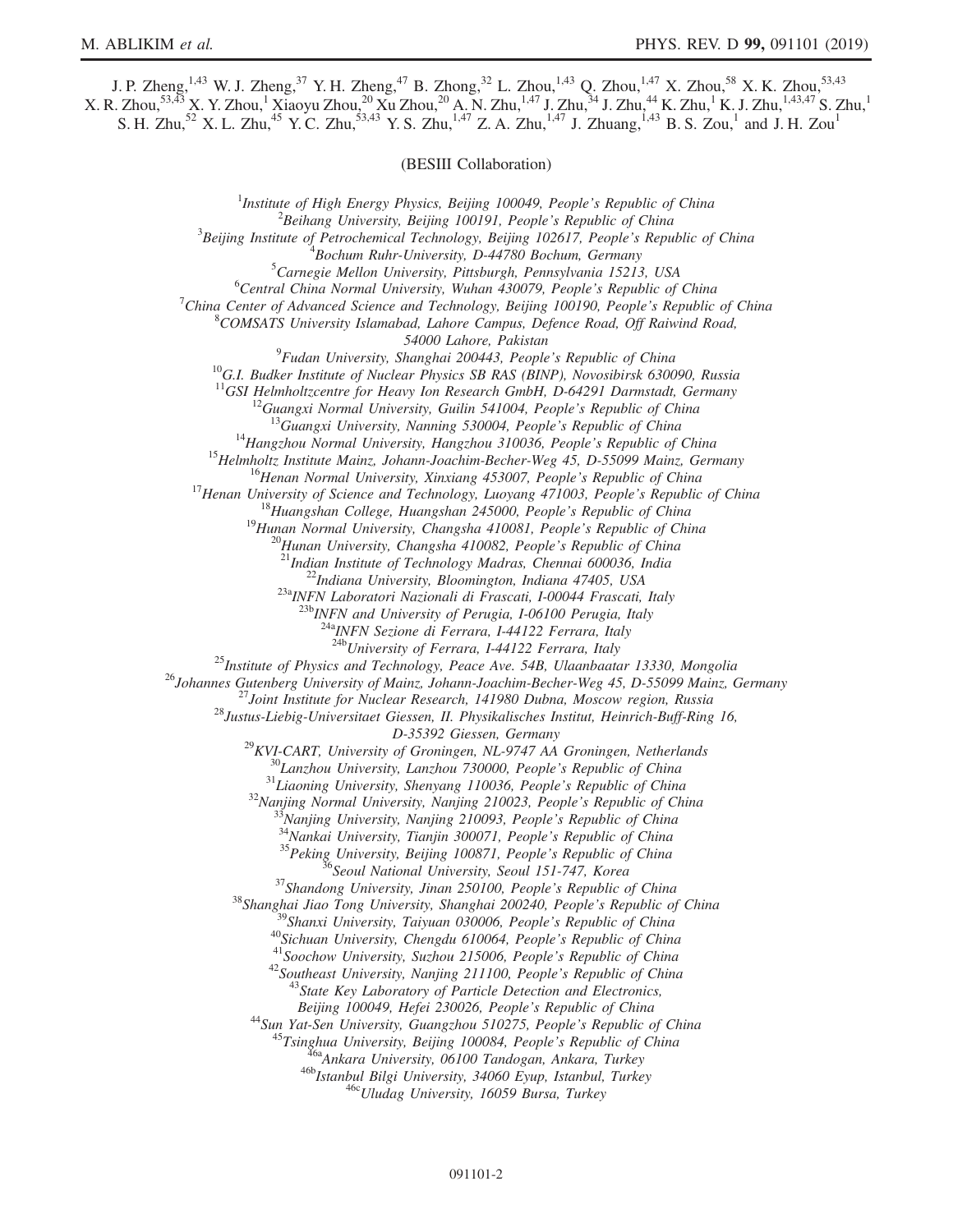J. P. Zheng,[1,43] W. J. Zheng,[37] Y. H. Zheng,[47] B. Zhong,[32] L. Zhou,[1,43] Q. Zhou,[1,47] X. Zhou,[58] X. K. Zhou,[53,43] X. R. Zhou,[53,43] X. Y. Zhou,[1] Xiaoyu Zhou,[20] Xu Zhou,[20] A. N. Zhu,[1,47] J. Zhu,[34] J. Zhu,[44] K. Zhu,[1] K. J. Zhu,[1,43,47] S. Zhu,[1] S. H. Zhu,[52] X. L. Zhu,[45] Y. C. Zhu,[53,43] Y. S. Zhu,[1,47] Z. A. Zhu,[1,47] J. Zhuang,[1,43] B. S. Zou,[1] and J. H. Zou[1]

(BESIII Collaboration)

[1] *Institute of High Energy Physics, Beijing 100049, People's Republic of China*
[2] *Beihang University, Beijing 100191, People's Republic of China*
[3] *Beijing Institute of Petrochemical Technology, Beijing 102617, People's Republic of China*
[4] *Bochum Ruhr-University, D-44780 Bochum, Germany*
[5] *Carnegie Mellon University, Pittsburgh, Pennsylvania 15213, USA*
[6] *Central China Normal University, Wuhan 430079, People's Republic of China*
[7] *China Center of Advanced Science and Technology, Beijing 100190, People's Republic of China*
[8] *COMSATS University Islamabad, Lahore Campus, Defence Road, Off Raiwind Road, 54000 Lahore, Pakistan*
[9] *Fudan University, Shanghai 200443, People's Republic of China*
[10] *G.I. Budker Institute of Nuclear Physics SB RAS (BINP), Novosibirsk 630090, Russia*
[11] *GSI Helmholtzcentre for Heavy Ion Research GmbH, D-64291 Darmstadt, Germany*
[12] *Guangxi Normal University, Guilin 541004, People's Republic of China*
[13] *Guangxi University, Nanning 530004, People's Republic of China*
[14] *Hangzhou Normal University, Hangzhou 310036, People's Republic of China*
[15] *Helmholtz Institute Mainz, Johann-Joachim-Becher-Weg 45, D-55099 Mainz, Germany*
[16] *Henan Normal University, Xinxiang 453007, People's Republic of China*
[17] *Henan University of Science and Technology, Luoyang 471003, People's Republic of China*
[18] *Huangshan College, Huangshan 245000, People's Republic of China*
[19] *Hunan Normal University, Changsha 410081, People's Republic of China*
[20] *Hunan University, Changsha 410082, People's Republic of China*
[21] *Indian Institute of Technology Madras, Chennai 600036, India*
[22] *Indiana University, Bloomington, Indiana 47405, USA*
[23a] *INFN Laboratori Nazionali di Frascati, I-00044 Frascati, Italy*
[23b] *INFN and University of Perugia, I-06100 Perugia, Italy*
[24a] *INFN Sezione di Ferrara, I-44122 Ferrara, Italy*
[24b] *University of Ferrara, I-44122 Ferrara, Italy*
[25] *Institute of Physics and Technology, Peace Ave. 54B, Ulaanbaatar 13330, Mongolia*
[26] *Johannes Gutenberg University of Mainz, Johann-Joachim-Becher-Weg 45, D-55099 Mainz, Germany*
[27] *Joint Institute for Nuclear Research, 141980 Dubna, Moscow region, Russia*
[28] *Justus-Liebig-Universitaet Giessen, II. Physikalisches Institut, Heinrich-Buff-Ring 16, D-35392 Giessen, Germany*
[29] *KVI-CART, University of Groningen, NL-9747 AA Groningen, Netherlands*
[30] *Lanzhou University, Lanzhou 730000, People's Republic of China*
[31] *Liaoning University, Shenyang 110036, People's Republic of China*
[32] *Nanjing Normal University, Nanjing 210023, People's Republic of China*
[33] *Nanjing University, Nanjing 210093, People's Republic of China*
[34] *Nankai University, Tianjin 300071, People's Republic of China*
[35] *Peking University, Beijing 100871, People's Republic of China*
[36] *Seoul National University, Seoul 151-747, Korea*
[37] *Shandong University, Jinan 250100, People's Republic of China*
[38] *Shanghai Jiao Tong University, Shanghai 200240, People's Republic of China*
[39] *Shanxi University, Taiyuan 030006, People's Republic of China*
[40] *Sichuan University, Chengdu 610064, People's Republic of China*
[41] *Soochow University, Suzhou 215006, People's Republic of China*
[42] *Southeast University, Nanjing 211100, People's Republic of China*
[43] *State Key Laboratory of Particle Detection and Electronics, Beijing 100049, Hefei 230026, People's Republic of China*
[44] *Sun Yat-Sen University, Guangzhou 510275, People's Republic of China*
[45] *Tsinghua University, Beijing 100084, People's Republic of China*
[46a] *Ankara University, 06100 Tandogan, Ankara, Turkey*
[46b] *Istanbul Bilgi University, 34060 Eyup, Istanbul, Turkey*
[46c] *Uludag University, 16059 Bursa, Turkey*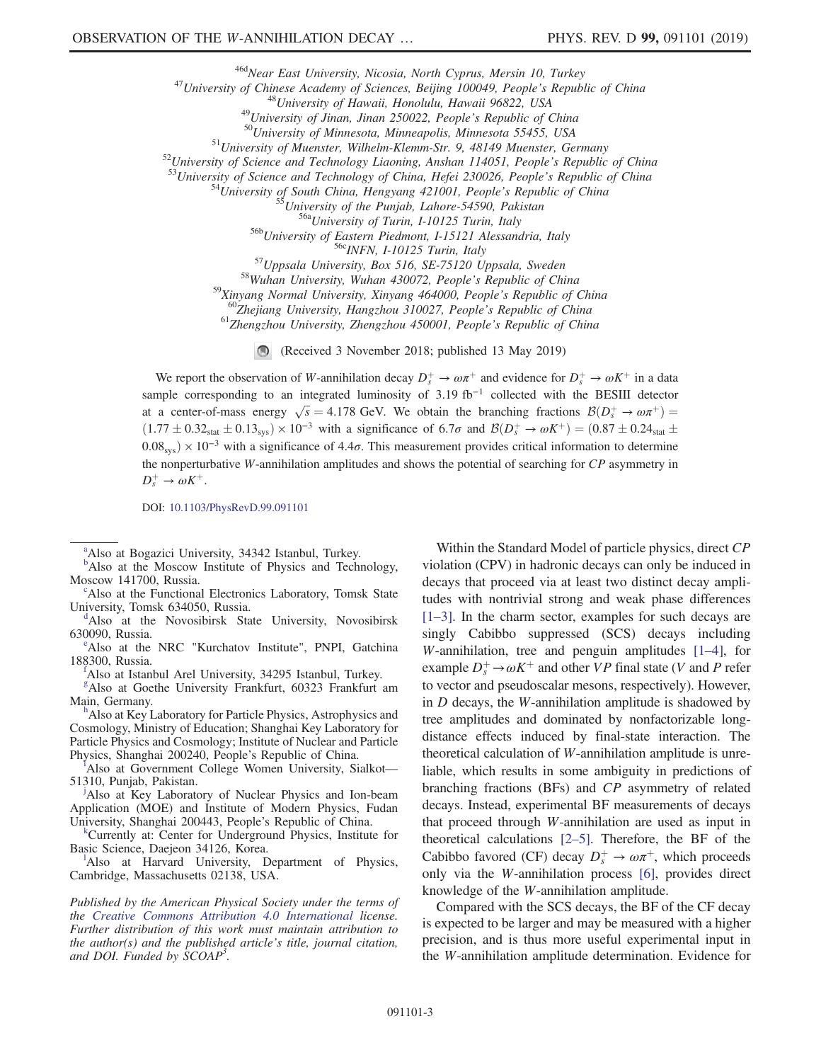[46d]*Near East University, Nicosia, North Cyprus, Mersin 10, Turkey*
[47]*University of Chinese Academy of Sciences, Beijing 100049, People's Republic of China*
[48]*University of Hawaii, Honolulu, Hawaii 96822, USA*
[49]*University of Jinan, Jinan 250022, People's Republic of China*
[50]*University of Minnesota, Minneapolis, Minnesota 55455, USA*
[51]*University of Muenster, Wilhelm-Klemm-Str. 9, 48149 Muenster, Germany*
[52]*University of Science and Technology Liaoning, Anshan 114051, People's Republic of China*
[53]*University of Science and Technology of China, Hefei 230026, People's Republic of China*
[54]*University of South China, Hengyang 421001, People's Republic of China*
[55]*University of the Punjab, Lahore-54590, Pakistan*
[56a]*University of Turin, I-10125 Turin, Italy*
[56b]*University of Eastern Piedmont, I-15121 Alessandria, Italy*
[56c]*INFN, I-10125 Turin, Italy*
[57]*Uppsala University, Box 516, SE-75120 Uppsala, Sweden*
[58]*Wuhan University, Wuhan 430072, People's Republic of China*
[59]*Xinyang Normal University, Xinyang 464000, People's Republic of China*
[60]*Zhejiang University, Hangzhou 310027, People's Republic of China*
[61]*Zhengzhou University, Zhengzhou 450001, People's Republic of China*

(Received 3 November 2018; published 13 May 2019)

We report the observation of $W$-annihilation decay $D_s^+ \to \omega\pi^+$ and evidence for $D_s^+ \to \omega K^+$ in a data sample corresponding to an integrated luminosity of 3.19 $\mathrm{fb}^{-1}$ collected with the BESIII detector at a center-of-mass energy $\sqrt{s} = 4.178$ GeV. We obtain the branching fractions $\mathcal{B}(D_s^+ \to \omega\pi^+) = (1.77 \pm 0.32_{\mathrm{stat}} \pm 0.13_{\mathrm{sys}}) \times 10^{-3}$ with a significance of $6.7\sigma$ and $\mathcal{B}(D_s^+ \to \omega K^+) = (0.87 \pm 0.24_{\mathrm{stat}} \pm 0.08_{\mathrm{sys}}) \times 10^{-3}$ with a significance of $4.4\sigma$. This measurement provides critical information to determine the nonperturbative $W$-annihilation amplitudes and shows the potential of searching for $CP$ asymmetry in $D_s^+ \to \omega K^+$.

DOI: 10.1103/PhysRevD.99.091101

[a]Also at Bogazici University, 34342 Istanbul, Turkey.
[b]Also at the Moscow Institute of Physics and Technology, Moscow 141700, Russia.
[c]Also at the Functional Electronics Laboratory, Tomsk State University, Tomsk 634050, Russia.
[d]Also at the Novosibirsk State University, Novosibirsk 630090, Russia.
[e]Also at the NRC "Kurchatov Institute", PNPI, Gatchina 188300, Russia.
[f]Also at Istanbul Arel University, 34295 Istanbul, Turkey.
[g]Also at Goethe University Frankfurt, 60323 Frankfurt am Main, Germany.
[h]Also at Key Laboratory for Particle Physics, Astrophysics and Cosmology, Ministry of Education; Shanghai Key Laboratory for Particle Physics and Cosmology; Institute of Nuclear and Particle Physics, Shanghai 200240, People's Republic of China.
[i]Also at Government College Women University, Sialkot—51310, Punjab, Pakistan.
[j]Also at Key Laboratory of Nuclear Physics and Ion-beam Application (MOE) and Institute of Modern Physics, Fudan University, Shanghai 200443, People's Republic of China.
[k]Currently at: Center for Underground Physics, Institute for Basic Science, Daejeon 34126, Korea.
[l]Also at Harvard University, Department of Physics, Cambridge, Massachusetts 02138, USA.

*Published by the American Physical Society under the terms of the Creative Commons Attribution 4.0 International license. Further distribution of this work must maintain attribution to the author(s) and the published article's title, journal citation, and DOI. Funded by SCOAP[3].*

Within the Standard Model of particle physics, direct $CP$ violation (CPV) in hadronic decays can only be induced in decays that proceed via at least two distinct decay amplitudes with nontrivial strong and weak phase differences [1–3]. In the charm sector, examples for such decays are singly Cabibbo suppressed (SCS) decays including $W$-annihilation, tree and penguin amplitudes [1–4], for example $D_s^+ \to \omega K^+$ and other $VP$ final state ($V$ and $P$ refer to vector and pseudoscalar mesons, respectively). However, in $D$ decays, the $W$-annihilation amplitude is shadowed by tree amplitudes and dominated by nonfactorizable long-distance effects induced by final-state interaction. The theoretical calculation of $W$-annihilation amplitude is unreliable, which results in some ambiguity in predictions of branching fractions (BFs) and $CP$ asymmetry of related decays. Instead, experimental BF measurements of decays that proceed through $W$-annihilation are used as input in theoretical calculations [2–5]. Therefore, the BF of the Cabibbo favored (CF) decay $D_s^+ \to \omega\pi^+$, which proceeds only via the $W$-annihilation process [6], provides direct knowledge of the $W$-annihilation amplitude.

Compared with the SCS decays, the BF of the CF decay is expected to be larger and may be measured with a higher precision, and is thus more useful experimental input in the $W$-annihilation amplitude determination. Evidence for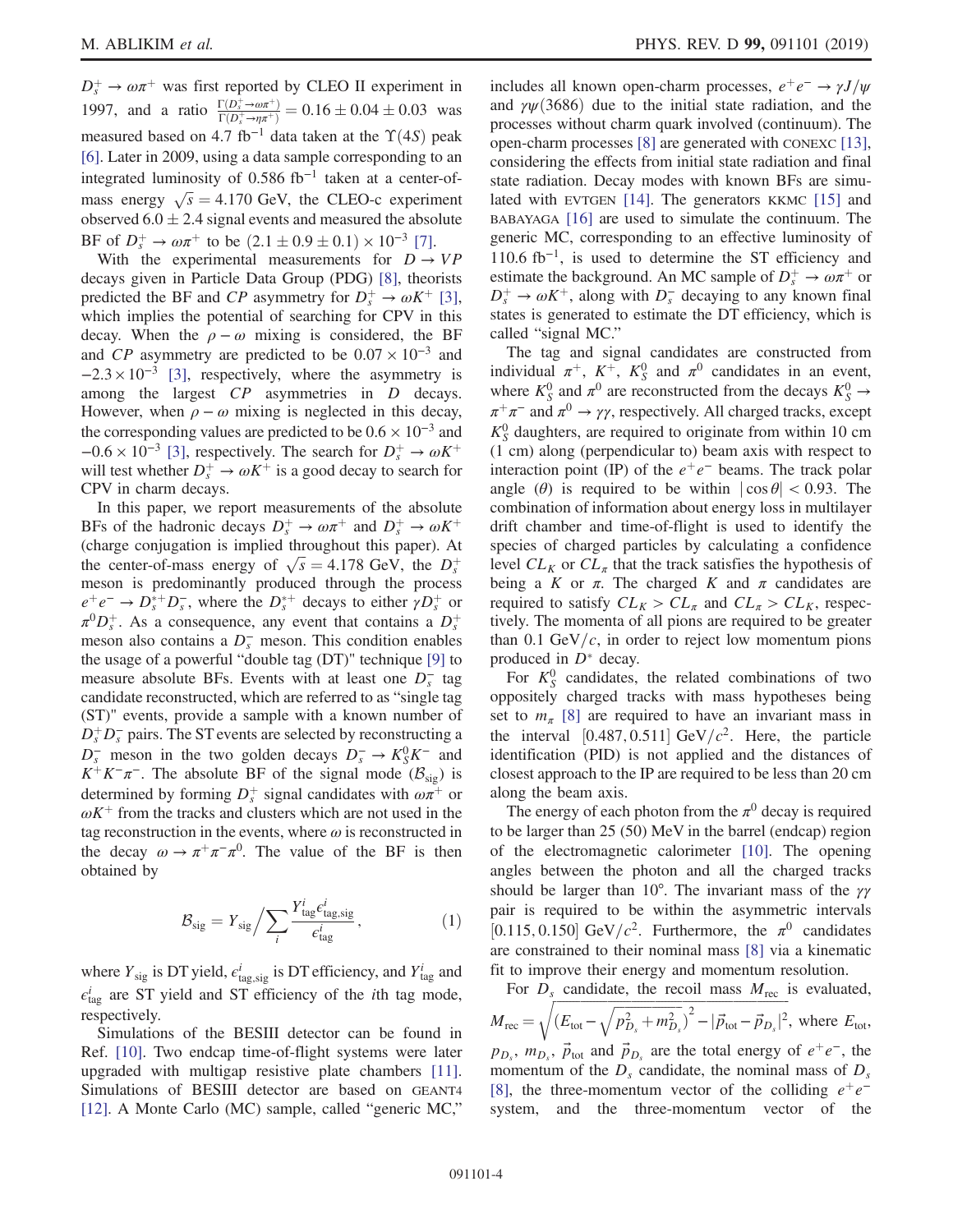$D_s^+ \to \omega\pi^+$ was first reported by CLEO II experiment in 1997, and a ratio $\frac{\Gamma(D_s^+ \to \omega\pi^+)}{\Gamma(D_s^+ \to \eta\pi^+)} = 0.16 \pm 0.04 \pm 0.03$ was measured based on 4.7 $\mathrm{fb}^{-1}$ data taken at the $\Upsilon(4S)$ peak [6]. Later in 2009, using a data sample corresponding to an integrated luminosity of 0.586 $\mathrm{fb}^{-1}$ taken at a center-of-mass energy $\sqrt{s} = 4.170$ GeV, the CLEO-c experiment observed $6.0 \pm 2.4$ signal events and measured the absolute BF of $D_s^+ \to \omega\pi^+$ to be $(2.1 \pm 0.9 \pm 0.1) \times 10^{-3}$ [7].

With the experimental measurements for $D \to VP$ decays given in Particle Data Group (PDG) [8], theorists predicted the BF and $CP$ asymmetry for $D_s^+ \to \omega K^+$ [3], which implies the potential of searching for CPV in this decay. When the $\rho - \omega$ mixing is considered, the BF and $CP$ asymmetry are predicted to be $0.07 \times 10^{-3}$ and $-2.3 \times 10^{-3}$ [3], respectively, where the asymmetry is among the largest $CP$ asymmetries in $D$ decays. However, when $\rho - \omega$ mixing is neglected in this decay, the corresponding values are predicted to be $0.6 \times 10^{-3}$ and $-0.6 \times 10^{-3}$ [3], respectively. The search for $D_s^+ \to \omega K^+$ will test whether $D_s^+ \to \omega K^+$ is a good decay to search for CPV in charm decays.

In this paper, we report measurements of the absolute BFs of the hadronic decays $D_s^+ \to \omega\pi^+$ and $D_s^+ \to \omega K^+$ (charge conjugation is implied throughout this paper). At the center-of-mass energy of $\sqrt{s} = 4.178$ GeV, the $D_s^+$ meson is predominantly produced through the process $e^+e^- \to D_s^{*+}D_s^-$, where the $D_s^{*+}$ decays to either $\gamma D_s^+$ or $\pi^0 D_s^+$. As a consequence, any event that contains a $D_s^+$ meson also contains a $D_s^-$ meson. This condition enables the usage of a powerful "double tag (DT)" technique [9] to measure absolute BFs. Events with at least one $D_s^-$ tag candidate reconstructed, which are referred to as "single tag (ST)" events, provide a sample with a known number of $D_s^+D_s^-$ pairs. The ST events are selected by reconstructing a $D_s^-$ meson in the two golden decays $D_s^- \to K_S^0 K^-$ and $K^+K^-\pi^-$. The absolute BF of the signal mode ($\mathcal{B}_{\mathrm{sig}}$) is determined by forming $D_s^+$ signal candidates with $\omega\pi^+$ or $\omega K^+$ from the tracks and clusters which are not used in the tag reconstruction in the events, where $\omega$ is reconstructed in the decay $\omega \to \pi^+\pi^-\pi^0$. The value of the BF is then obtained by

$$\mathcal{B}_{\mathrm{sig}} = Y_{\mathrm{sig}} \Big/ \sum_i \frac{Y_{\mathrm{tag}}^i \epsilon_{\mathrm{tag,sig}}^i}{\epsilon_{\mathrm{tag}}^i}, \tag{1}$$

where $Y_{\mathrm{sig}}$ is DT yield, $\epsilon_{\mathrm{tag,sig}}^i$ is DT efficiency, and $Y_{\mathrm{tag}}^i$ and $\epsilon_{\mathrm{tag}}^i$ are ST yield and ST efficiency of the $i$th tag mode, respectively.

Simulations of the BESIII detector can be found in Ref. [10]. Two endcap time-of-flight systems were later upgraded with multigap resistive plate chambers [11]. Simulations of BESIII detector are based on GEANT4 [12]. A Monte Carlo (MC) sample, called "generic MC," includes all known open-charm processes, $e^+e^- \to \gamma J/\psi$ and $\gamma\psi(3686)$ due to the initial state radiation, and the processes without charm quark involved (continuum). The open-charm processes [8] are generated with CONEXC [13], considering the effects from initial state radiation and final state radiation. Decay modes with known BFs are simulated with EVTGEN [14]. The generators KKMC [15] and BABAYAGA [16] are used to simulate the continuum. The generic MC, corresponding to an effective luminosity of 110.6 $\mathrm{fb}^{-1}$, is used to determine the ST efficiency and estimate the background. An MC sample of $D_s^+ \to \omega\pi^+$ or $D_s^+ \to \omega K^+$, along with $D_s^-$ decaying to any known final states is generated to estimate the DT efficiency, which is called "signal MC."

The tag and signal candidates are constructed from individual $\pi^+$, $K^+$, $K_S^0$ and $\pi^0$ candidates in an event, where $K_S^0$ and $\pi^0$ are reconstructed from the decays $K_S^0 \to \pi^+\pi^-$ and $\pi^0 \to \gamma\gamma$, respectively. All charged tracks, except $K_S^0$ daughters, are required to originate from within 10 cm (1 cm) along (perpendicular to) beam axis with respect to interaction point (IP) of the $e^+e^-$ beams. The track polar angle ($\theta$) is required to be within $|\cos\theta| < 0.93$. The combination of information about energy loss in multilayer drift chamber and time-of-flight is used to identify the species of charged particles by calculating a confidence level $CL_K$ or $CL_\pi$ that the track satisfies the hypothesis of being a $K$ or $\pi$. The charged $K$ and $\pi$ candidates are required to satisfy $CL_K > CL_\pi$ and $CL_\pi > CL_K$, respectively. The momenta of all pions are required to be greater than 0.1 GeV$/c$, in order to reject low momentum pions produced in $D^*$ decay.

For $K_S^0$ candidates, the related combinations of two oppositely charged tracks with mass hypotheses being set to $m_\pi$ [8] are required to have an invariant mass in the interval $[0.487, 0.511]$ GeV$/c^2$. Here, the particle identification (PID) is not applied and the distances of closest approach to the IP are required to be less than 20 cm along the beam axis.

The energy of each photon from the $\pi^0$ decay is required to be larger than 25 (50) MeV in the barrel (endcap) region of the electromagnetic calorimeter [10]. The opening angles between the photon and all the charged tracks should be larger than 10°. The invariant mass of the $\gamma\gamma$ pair is required to be within the asymmetric intervals $[0.115, 0.150]$ GeV$/c^2$. Furthermore, the $\pi^0$ candidates are constrained to their nominal mass [8] via a kinematic fit to improve their energy and momentum resolution.

For $D_s$ candidate, the recoil mass $M_{\mathrm{rec}}$ is evaluated, $M_{\mathrm{rec}} = \sqrt{\left(E_{\mathrm{tot}} - \sqrt{p_{D_s}^2 + m_{D_s}^2}\right)^2 - |\vec{p}_{\mathrm{tot}} - \vec{p}_{D_s}|^2}$, where $E_{\mathrm{tot}}$, $p_{D_s}$, $m_{D_s}$, $\vec{p}_{\mathrm{tot}}$ and $\vec{p}_{D_s}$ are the total energy of $e^+e^-$, the momentum of the $D_s$ candidate, the nominal mass of $D_s$ [8], the three-momentum vector of the colliding $e^+e^-$ system, and the three-momentum vector of the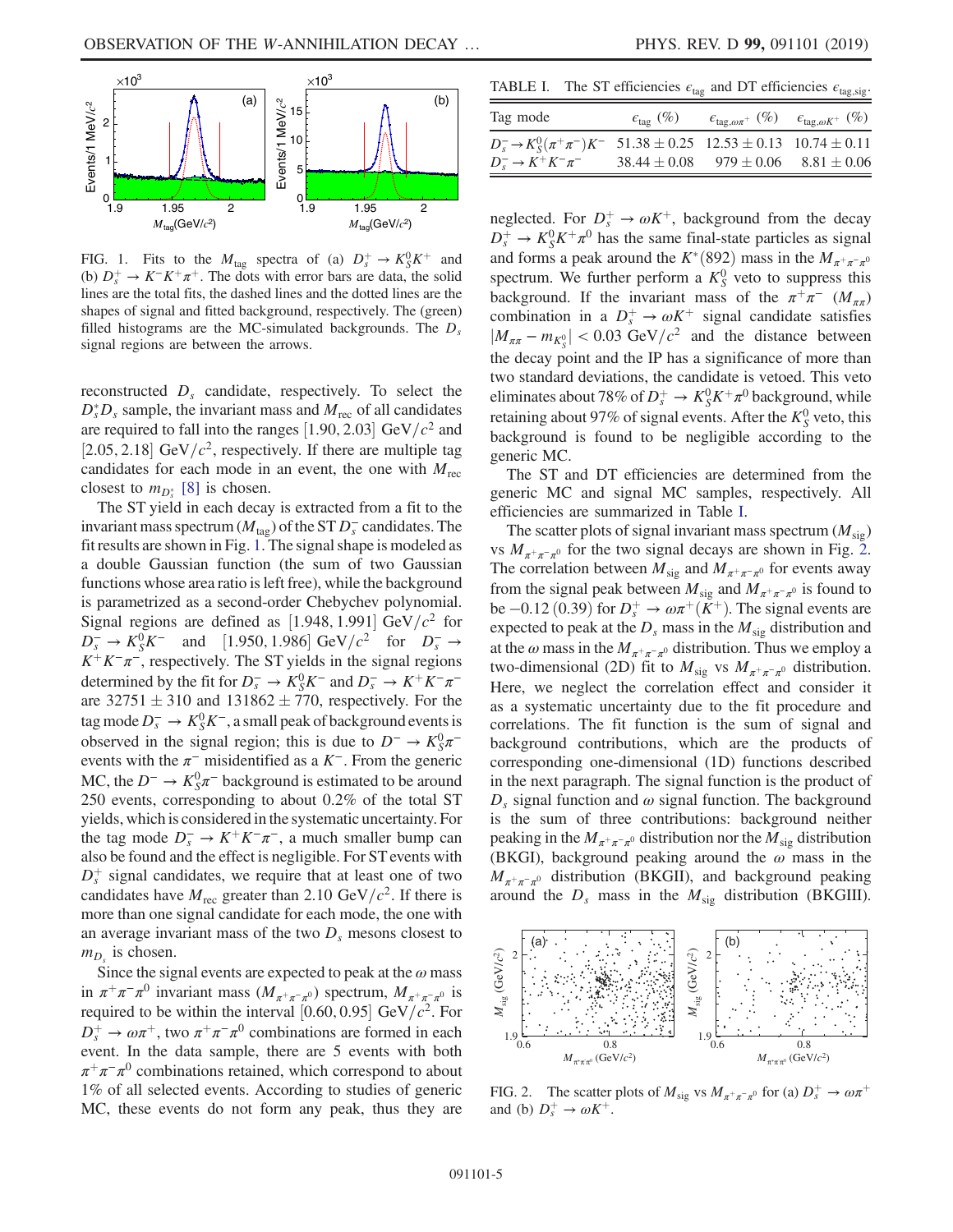FIG. 1. Fits to the $M_{\rm tag}$ spectra of (a) $D_s^+ \to K_S^0 K^+$ and (b) $D_s^+ \to K^- K^+ \pi^+$. The dots with error bars are data, the solid lines are the total fits, the dashed lines and the dotted lines are the shapes of signal and fitted background, respectively. The (green) filled histograms are the MC-simulated backgrounds. The $D_s$ signal regions are between the arrows.

reconstructed $D_s$ candidate, respectively. To select the $D_s^* D_s$ sample, the invariant mass and $M_{\rm rec}$ of all candidates are required to fall into the ranges $[1.90, 2.03]$ GeV$/c^2$ and $[2.05, 2.18]$ GeV$/c^2$, respectively. If there are multiple tag candidates for each mode in an event, the one with $M_{\rm rec}$ closest to $m_{D_s^*}$ [8] is chosen.

The ST yield in each decay is extracted from a fit to the invariant mass spectrum ($M_{\rm tag}$) of the ST $D_s^-$ candidates. The fit results are shown in Fig. 1. The signal shape is modeled as a double Gaussian function (the sum of two Gaussian functions whose area ratio is left free), while the background is parametrized as a second-order Chebychev polynomial. Signal regions are defined as $[1.948, 1.991]$ GeV$/c^2$ for $D_s^- \to K_S^0 K^-$ and $[1.950, 1.986]$ GeV$/c^2$ for $D_s^- \to K^+ K^- \pi^-$, respectively. The ST yields in the signal regions determined by the fit for $D_s^- \to K_S^0 K^-$ and $D_s^- \to K^+ K^- \pi^-$ are $32751 \pm 310$ and $131862 \pm 770$, respectively. For the tag mode $D_s^- \to K_S^0 K^-$, a small peak of background events is observed in the signal region; this is due to $D^- \to K_S^0 \pi^-$ events with the $\pi^-$ misidentified as a $K^-$. From the generic MC, the $D^- \to K_S^0 \pi^-$ background is estimated to be around 250 events, corresponding to about 0.2% of the total ST yields, which is considered in the systematic uncertainty. For the tag mode $D_s^- \to K^+ K^- \pi^-$, a much smaller bump can also be found and the effect is negligible. For ST events with $D_s^+$ signal candidates, we require that at least one of two candidates have $M_{\rm rec}$ greater than 2.10 GeV$/c^2$. If there is more than one signal candidate for each mode, the one with an average invariant mass of the two $D_s$ mesons closest to $m_{D_s}$ is chosen.

Since the signal events are expected to peak at the $\omega$ mass in $\pi^+\pi^-\pi^0$ invariant mass ($M_{\pi^+\pi^-\pi^0}$) spectrum, $M_{\pi^+\pi^-\pi^0}$ is required to be within the interval $[0.60, 0.95]$ GeV$/c^2$. For $D_s^+ \to \omega\pi^+$, two $\pi^+\pi^-\pi^0$ combinations are formed in each event. In the data sample, there are 5 events with both $\pi^+\pi^-\pi^0$ combinations retained, which correspond to about 1% of all selected events. According to studies of generic MC, these events do not form any peak, thus they are

TABLE I. The ST efficiencies $\epsilon_{\rm tag}$ and DT efficiencies $\epsilon_{\rm tag,sig}$.

| Tag mode | $\epsilon_{\rm tag}$ (%) | $\epsilon_{{\rm tag},\omega\pi^+}$ (%) | $\epsilon_{{\rm tag},\omega K^+}$ (%) |
|---|---|---|---|
| $D_s^- \to K_S^0(\pi^+\pi^-)K^-$ | $51.38 \pm 0.25$ | $12.53 \pm 0.13$ | $10.74 \pm 0.11$ |
| $D_s^- \to K^+K^-\pi^-$ | $38.44 \pm 0.08$ | $979 \pm 0.06$ | $8.81 \pm 0.06$ |

neglected. For $D_s^+ \to \omega K^+$, background from the decay $D_s^+ \to K_S^0 K^+ \pi^0$ has the same final-state particles as signal and forms a peak around the $K^*(892)$ mass in the $M_{\pi^+\pi^-\pi^0}$ spectrum. We further perform a $K_S^0$ veto to suppress this background. If the invariant mass of the $\pi^+\pi^-$ ($M_{\pi\pi}$) combination in a $D_s^+ \to \omega K^+$ signal candidate satisfies $|M_{\pi\pi} - m_{K_S^0}| < 0.03$ GeV$/c^2$ and the distance between the decay point and the IP has a significance of more than two standard deviations, the candidate is vetoed. This veto eliminates about 78% of $D_s^+ \to K_S^0 K^+ \pi^0$ background, while retaining about 97% of signal events. After the $K_S^0$ veto, this background is found to be negligible according to the generic MC.

The ST and DT efficiencies are determined from the generic MC and signal MC samples, respectively. All efficiencies are summarized in Table I.

The scatter plots of signal invariant mass spectrum ($M_{\rm sig}$) vs $M_{\pi^+\pi^-\pi^0}$ for the two signal decays are shown in Fig. 2. The correlation between $M_{\rm sig}$ and $M_{\pi^+\pi^-\pi^0}$ for events away from the signal peak between $M_{\rm sig}$ and $M_{\pi^+\pi^-\pi^0}$ is found to be $-0.12$ (0.39) for $D_s^+ \to \omega\pi^+ (K^+)$. The signal events are expected to peak at the $D_s$ mass in the $M_{\rm sig}$ distribution and at the $\omega$ mass in the $M_{\pi^+\pi^-\pi^0}$ distribution. Thus we employ a two-dimensional (2D) fit to $M_{\rm sig}$ vs $M_{\pi^+\pi^-\pi^0}$ distribution. Here, we neglect the correlation effect and consider it as a systematic uncertainty due to the fit procedure and correlations. The fit function is the sum of signal and background contributions, which are the products of corresponding one-dimensional (1D) functions described in the next paragraph. The signal function is the product of $D_s$ signal function and $\omega$ signal function. The background is the sum of three contributions: background neither peaking in the $M_{\pi^+\pi^-\pi^0}$ distribution nor the $M_{\rm sig}$ distribution (BKGI), background peaking around the $\omega$ mass in the $M_{\pi^+\pi^-\pi^0}$ distribution (BKGII), and background peaking around the $D_s$ mass in the $M_{\rm sig}$ distribution (BKGIII).

FIG. 2. The scatter plots of $M_{\rm sig}$ vs $M_{\pi^+\pi^-\pi^0}$ for (a) $D_s^+ \to \omega\pi^+$ and (b) $D_s^+ \to \omega K^+$.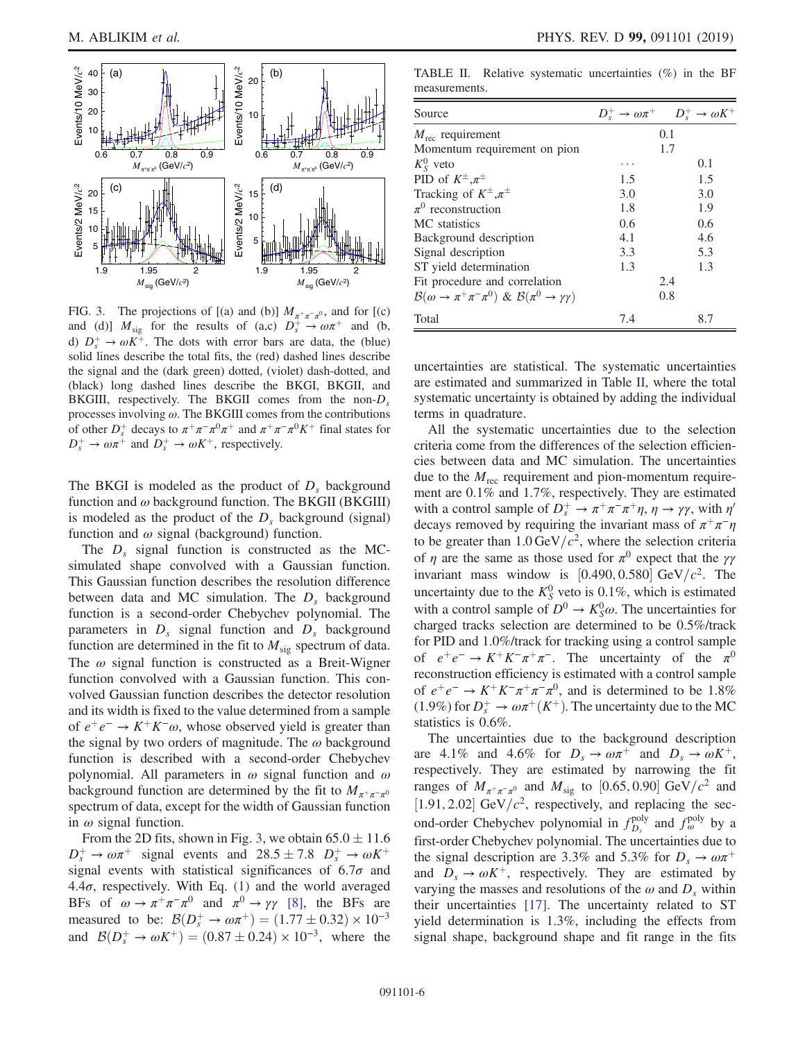FIG. 3. The projections of [(a) and (b)] $M_{\pi^+\pi^-\pi^0}$, and for [(c) and (d)] $M_{\rm sig}$ for the results of (a,c) $D_s^+ \to \omega\pi^+$ and (b, d) $D_s^+ \to \omega K^+$. The dots with error bars are data, the (blue) solid lines describe the total fits, the (red) dashed lines describe the signal and the (dark green) dotted, (violet) dash-dotted, and (black) long dashed lines describe the BKGI, BKGII, and BKGIII, respectively. The BKGII comes from the non-$D_s$ processes involving $\omega$. The BKGIII comes from the contributions of other $D_s^+$ decays to $\pi^+\pi^-\pi^0\pi^+$ and $\pi^+\pi^-\pi^0K^+$ final states for $D_s^+ \to \omega\pi^+$ and $D_s^+ \to \omega K^+$, respectively.

The BKGI is modeled as the product of $D_s$ background function and $\omega$ background function. The BKGII (BKGIII) is modeled as the product of the $D_s$ background (signal) function and $\omega$ signal (background) function.

The $D_s$ signal function is constructed as the MC-simulated shape convolved with a Gaussian function. This Gaussian function describes the resolution difference between data and MC simulation. The $D_s$ background function is a second-order Chebychev polynomial. The parameters in $D_s$ signal function and $D_s$ background function are determined in the fit to $M_{\rm sig}$ spectrum of data. The $\omega$ signal function is constructed as a Breit-Wigner function convolved with a Gaussian function. This convolved Gaussian function describes the detector resolution and its width is fixed to the value determined from a sample of $e^+e^- \to K^+K^-\omega$, whose observed yield is greater than the signal by two orders of magnitude. The $\omega$ background function is described with a second-order Chebychev polynomial. All parameters in $\omega$ signal function and $\omega$ background function are determined by the fit to $M_{\pi^+\pi^-\pi^0}$ spectrum of data, except for the width of Gaussian function in $\omega$ signal function.

From the 2D fits, shown in Fig. 3, we obtain $65.0 \pm 11.6$ $D_s^+ \to \omega\pi^+$ signal events and $28.5 \pm 7.8$ $D_s^+ \to \omega K^+$ signal events with statistical significances of $6.7\sigma$ and $4.4\sigma$, respectively. With Eq. (1) and the world averaged BFs of $\omega \to \pi^+\pi^-\pi^0$ and $\pi^0 \to \gamma\gamma$ [8], the BFs are measured to be: $\mathcal{B}(D_s^+ \to \omega\pi^+) = (1.77 \pm 0.32) \times 10^{-3}$ and $\mathcal{B}(D_s^+ \to \omega K^+) = (0.87 \pm 0.24) \times 10^{-3}$, where the uncertainties are statistical. The systematic uncertainties are estimated and summarized in Table II, where the total systematic uncertainty is obtained by adding the individual terms in quadrature.

TABLE II. Relative systematic uncertainties (%) in the BF measurements.

| Source | $D_s^+ \to \omega\pi^+$ | $D_s^+ \to \omega K^+$ |
|---|---|---|
| $M_{\rm rec}$ requirement | 0.1 | 0.1 |
| Momentum requirement on pion | 1.7 | 1.7 |
| $K_S^0$ veto | ... | 0.1 |
| PID of $K^\pm$,$\pi^\pm$ | 1.5 | 1.5 |
| Tracking of $K^\pm$,$\pi^\pm$ | 3.0 | 3.0 |
| $\pi^0$ reconstruction | 1.8 | 1.9 |
| MC statistics | 0.6 | 0.6 |
| Background description | 4.1 | 4.6 |
| Signal description | 3.3 | 5.3 |
| ST yield determination | 1.3 | 1.3 |
| Fit procedure and correlation | 2.4 | 2.4 |
| $\mathcal{B}(\omega \to \pi^+\pi^-\pi^0)$ & $\mathcal{B}(\pi^0 \to \gamma\gamma)$ | 0.8 | 0.8 |
| Total | 7.4 | 8.7 |

All the systematic uncertainties due to the selection criteria come from the differences of the selection efficiencies between data and MC simulation. The uncertainties due to the $M_{\rm rec}$ requirement and pion-momentum requirement are 0.1% and 1.7%, respectively. They are estimated with a control sample of $D_s^+ \to \pi^+\pi^-\pi^+\eta$, $\eta \to \gamma\gamma$, with $\eta'$ decays removed by requiring the invariant mass of $\pi^+\pi^-\eta$ to be greater than $1.0\ {\rm GeV}/c^2$, where the selection criteria of $\eta$ are the same as those used for $\pi^0$ expect that the $\gamma\gamma$ invariant mass window is $[0.490, 0.580]\ {\rm GeV}/c^2$. The uncertainty due to the $K_S^0$ veto is 0.1%, which is estimated with a control sample of $D^0 \to K_S^0\omega$. The uncertainties for charged tracks selection are determined to be 0.5%/track for PID and 1.0%/track for tracking using a control sample of $e^+e^- \to K^+K^-\pi^+\pi^-$. The uncertainty of the $\pi^0$ reconstruction efficiency is estimated with a control sample of $e^+e^- \to K^+K^-\pi^+\pi^-\pi^0$, and is determined to be 1.8% (1.9%) for $D_s^+ \to \omega\pi^+(K^+)$. The uncertainty due to the MC statistics is 0.6%.

The uncertainties due to the background description are 4.1% and 4.6% for $D_s \to \omega\pi^+$ and $D_s \to \omega K^+$, respectively. They are estimated by narrowing the fit ranges of $M_{\pi^+\pi^-\pi^0}$ and $M_{\rm sig}$ to $[0.65, 0.90]\ {\rm GeV}/c^2$ and $[1.91, 2.02]\ {\rm GeV}/c^2$, respectively, and replacing the second-order Chebychev polynomial in $f_{D_s}^{\rm poly}$ and $f_{\omega}^{\rm poly}$ by a first-order Chebychev polynomial. The uncertainties due to the signal description are 3.3% and 5.3% for $D_s \to \omega\pi^+$ and $D_s \to \omega K^+$, respectively. They are estimated by varying the masses and resolutions of the $\omega$ and $D_s$ within their uncertainties [17]. The uncertainty related to ST yield determination is 1.3%, including the effects from signal shape, background shape and fit range in the fits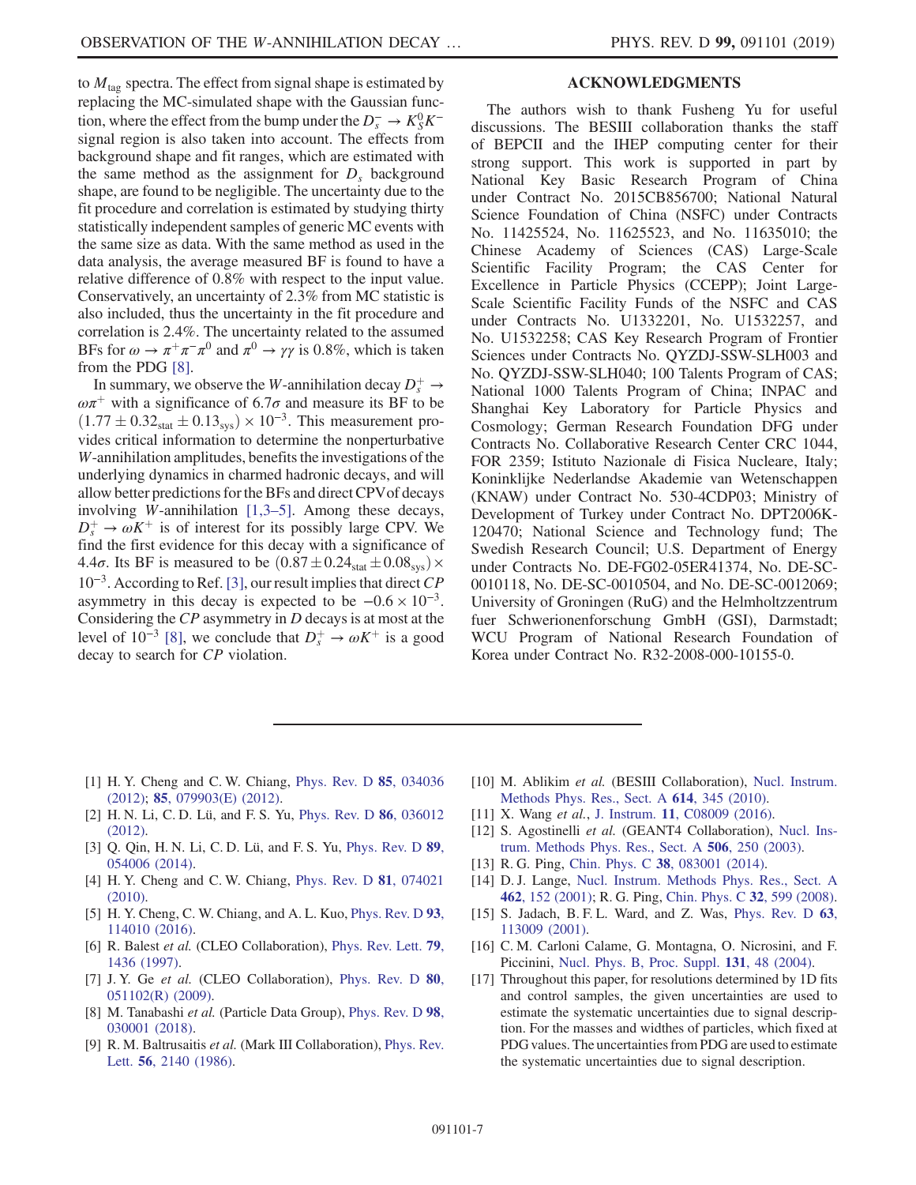to $M_{\rm tag}$ spectra. The effect from signal shape is estimated by replacing the MC-simulated shape with the Gaussian function, where the effect from the bump under the $D_s^- \to K_S^0 K^-$ signal region is also taken into account. The effects from background shape and fit ranges, which are estimated with the same method as the assignment for $D_s$ background shape, are found to be negligible. The uncertainty due to the fit procedure and correlation is estimated by studying thirty statistically independent samples of generic MC events with the same size as data. With the same method as used in the data analysis, the average measured BF is found to have a relative difference of 0.8% with respect to the input value. Conservatively, an uncertainty of 2.3% from MC statistic is also included, thus the uncertainty in the fit procedure and correlation is 2.4%. The uncertainty related to the assumed BFs for $\omega \to \pi^+\pi^-\pi^0$ and $\pi^0 \to \gamma\gamma$ is 0.8%, which is taken from the PDG [8].

In summary, we observe the $W$-annihilation decay $D_s^+ \to \omega\pi^+$ with a significance of $6.7\sigma$ and measure its BF to be $(1.77 \pm 0.32_{\rm stat} \pm 0.13_{\rm sys}) \times 10^{-3}$. This measurement provides critical information to determine the nonperturbative $W$-annihilation amplitudes, benefits the investigations of the underlying dynamics in charmed hadronic decays, and will allow better predictions for the BFs and direct CPV of decays involving $W$-annihilation [1,3–5]. Among these decays, $D_s^+ \to \omega K^+$ is of interest for its possibly large CPV. We find the first evidence for this decay with a significance of $4.4\sigma$. Its BF is measured to be $(0.87 \pm 0.24_{\rm stat} \pm 0.08_{\rm sys}) \times 10^{-3}$. According to Ref. [3], our result implies that direct $CP$ asymmetry in this decay is expected to be $-0.6 \times 10^{-3}$. Considering the $CP$ asymmetry in $D$ decays is at most at the level of $10^{-3}$ [8], we conclude that $D_s^+ \to \omega K^+$ is a good decay to search for $CP$ violation.

## ACKNOWLEDGMENTS

The authors wish to thank Fusheng Yu for useful discussions. The BESIII collaboration thanks the staff of BEPCII and the IHEP computing center for their strong support. This work is supported in part by National Key Basic Research Program of China under Contract No. 2015CB856700; National Natural Science Foundation of China (NSFC) under Contracts No. 11425524, No. 11625523, and No. 11635010; the Chinese Academy of Sciences (CAS) Large-Scale Scientific Facility Program; the CAS Center for Excellence in Particle Physics (CCEPP); Joint Large-Scale Scientific Facility Funds of the NSFC and CAS under Contracts No. U1332201, No. U1532257, and No. U1532258; CAS Key Research Program of Frontier Sciences under Contracts No. QYZDJ-SSW-SLH003 and No. QYZDJ-SSW-SLH040; 100 Talents Program of CAS; National 1000 Talents Program of China; INPAC and Shanghai Key Laboratory for Particle Physics and Cosmology; German Research Foundation DFG under Contracts No. Collaborative Research Center CRC 1044, FOR 2359; Istituto Nazionale di Fisica Nucleare, Italy; Koninklijke Nederlandse Akademie van Wetenschappen (KNAW) under Contract No. 530-4CDP03; Ministry of Development of Turkey under Contract No. DPT2006K-120470; National Science and Technology fund; The Swedish Research Council; U.S. Department of Energy under Contracts No. DE-FG02-05ER41374, No. DE-SC-0010118, No. DE-SC-0010504, and No. DE-SC-0012069; University of Groningen (RuG) and the Helmholtzzentrum fuer Schwerionenforschung GmbH (GSI), Darmstadt; WCU Program of National Research Foundation of Korea under Contract No. R32-2008-000-10155-0.

---

[1] H. Y. Cheng and C. W. Chiang, Phys. Rev. D **85**, 034036 (2012); **85**, 079903(E) (2012).

[2] H. N. Li, C. D. Lü, and F. S. Yu, Phys. Rev. D **86**, 036012 (2012).

[3] Q. Qin, H. N. Li, C. D. Lü, and F. S. Yu, Phys. Rev. D **89**, 054006 (2014).

[4] H. Y. Cheng and C. W. Chiang, Phys. Rev. D **81**, 074021 (2010).

[5] H. Y. Cheng, C. W. Chiang, and A. L. Kuo, Phys. Rev. D **93**, 114010 (2016).

[6] R. Balest *et al.* (CLEO Collaboration), Phys. Rev. Lett. **79**, 1436 (1997).

[7] J. Y. Ge *et al.* (CLEO Collaboration), Phys. Rev. D **80**, 051102(R) (2009).

[8] M. Tanabashi *et al.* (Particle Data Group), Phys. Rev. D **98**, 030001 (2018).

[9] R. M. Baltrusaitis *et al.* (Mark III Collaboration), Phys. Rev. Lett. **56**, 2140 (1986).

[10] M. Ablikim *et al.* (BESIII Collaboration), Nucl. Instrum. Methods Phys. Res., Sect. A **614**, 345 (2010).

[11] X. Wang *et al.*, J. Instrum. **11**, C08009 (2016).

[12] S. Agostinelli *et al.* (GEANT4 Collaboration), Nucl. Instrum. Methods Phys. Res., Sect. A **506**, 250 (2003).

[13] R. G. Ping, Chin. Phys. C **38**, 083001 (2014).

[14] D. J. Lange, Nucl. Instrum. Methods Phys. Res., Sect. A **462**, 152 (2001); R. G. Ping, Chin. Phys. C **32**, 599 (2008).

[15] S. Jadach, B. F. L. Ward, and Z. Was, Phys. Rev. D **63**, 113009 (2001).

[16] C. M. Carloni Calame, G. Montagna, O. Nicrosini, and F. Piccinini, Nucl. Phys. B, Proc. Suppl. **131**, 48 (2004).

[17] Throughout this paper, for resolutions determined by 1D fits and control samples, the given uncertainties are used to estimate the systematic uncertainties due to signal description. For the masses and widthes of particles, which fixed at PDG values. The uncertainties from PDG are used to estimate the systematic uncertainties due to signal description.